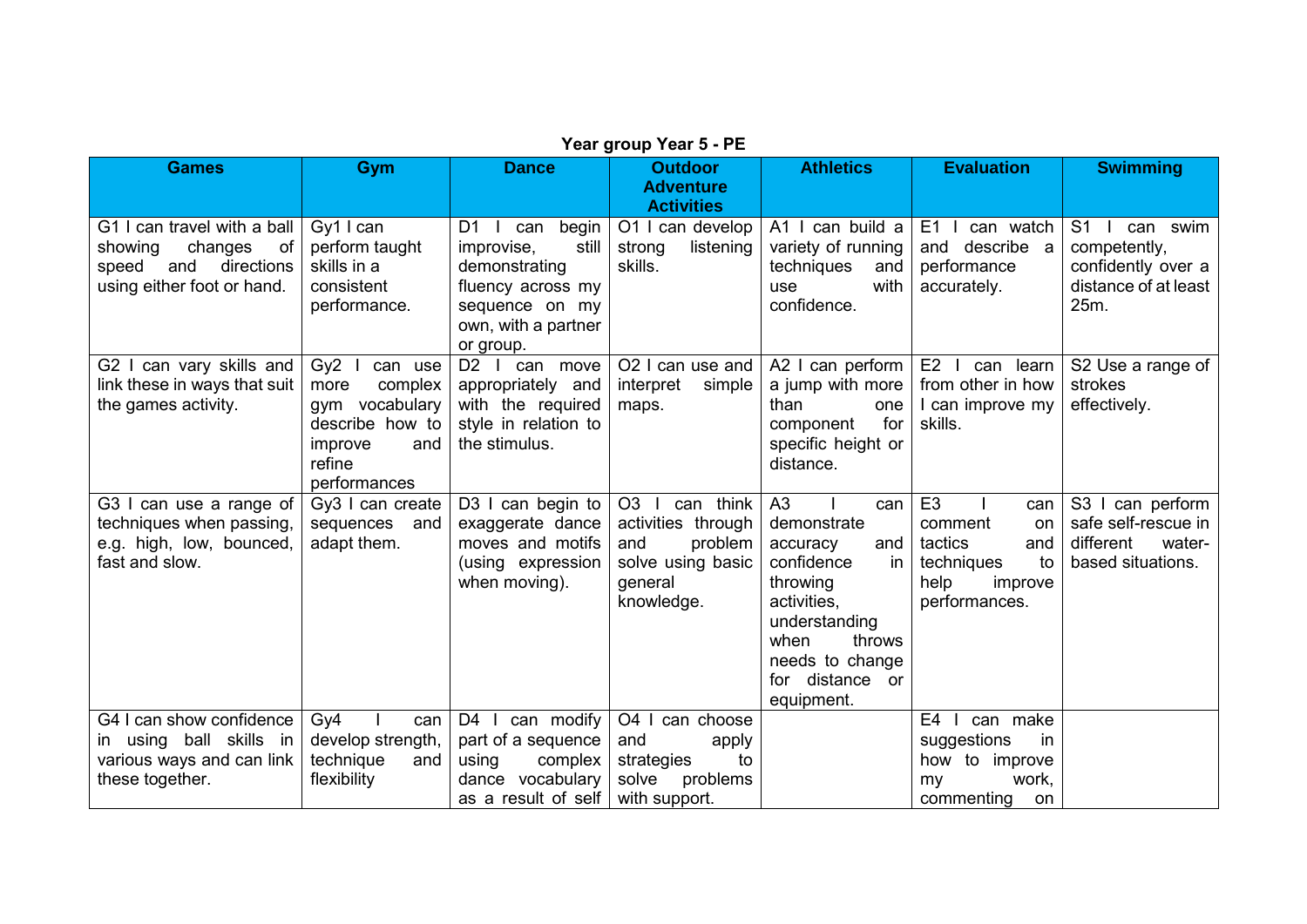**Year group Year 5 - PE**

| Games | Gym | Dance | Outdoor Adventure Activities | Athletics | Evaluation | Swimming |
|---|---|---|---|---|---|---|
| G1 I can travel with a ball showing changes of speed and directions using either foot or hand. | Gy1 I can perform taught skills in a consistent performance. | D1 I can begin improvise, still demonstrating fluency across my sequence on my own, with a partner or group. | O1 I can develop strong listening skills. | A1 I can build a variety of running techniques and use with confidence. | E1 I can watch and describe a performance accurately. | S1 I can swim competently, confidently over a distance of at least 25m. |
| G2 I can vary skills and link these in ways that suit the games activity. | Gy2 I can use more complex gym vocabulary describe how to improve and refine performances | D2 I can move appropriately and with the required style in relation to the stimulus. | O2 I can use and interpret simple maps. | A2 I can perform a jump with more than one component for specific height or distance. | E2 I can learn from other in how I can improve my skills. | S2 Use a range of strokes effectively. |
| G3 I can use a range of techniques when passing, e.g. high, low, bounced, fast and slow. | Gy3 I can create sequences and adapt them. | D3 I can begin to exaggerate dance moves and motifs (using expression when moving). | O3 I can think activities through and problem solve using basic general knowledge. | A3 I can demonstrate accuracy and confidence in throwing activities, understanding when throws needs to change for distance or equipment. | E3 I can comment on tactics and techniques to help improve performances. | S3 I can perform safe self-rescue in different water-based situations. |
| G4 I can show confidence in using ball skills in various ways and can link these together. | Gy4 I can develop strength, technique and flexibility | D4 I can modify part of a sequence using complex dance vocabulary as a result of self | O4 I can choose and apply strategies to solve problems with support. | | E4 I can make suggestions in how to improve my work, commenting on | |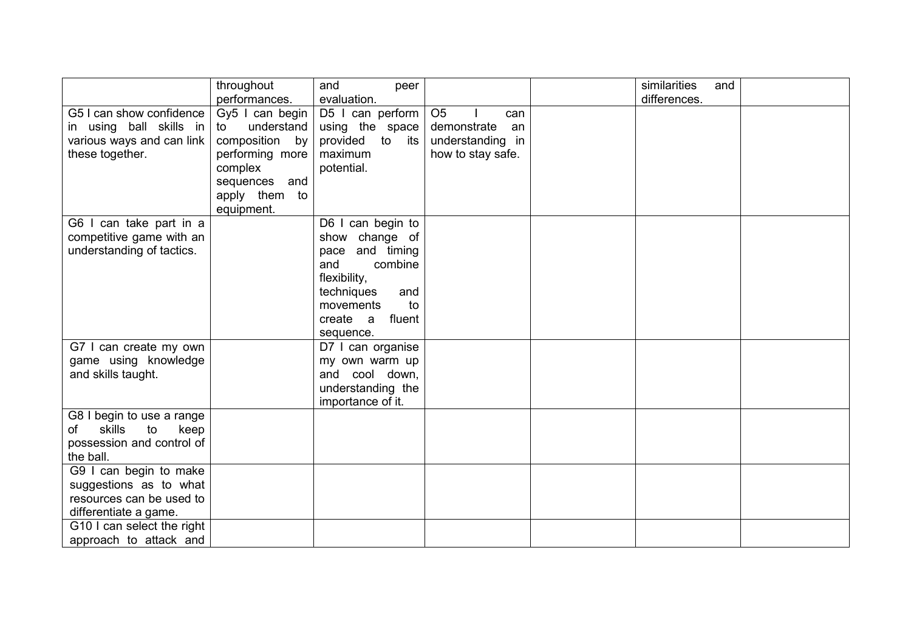| | | | | | | |
|---|---|---|---|---|---|---|
| | throughout performances. | and peer evaluation. | | | similarities and differences. | |
| G5 I can show confidence in using ball skills in various ways and can link these together. | Gy5 I can begin to understand composition by performing more complex sequences and apply them to equipment. | D5 I can perform using the space provided to its maximum potential. | O5 I can demonstrate an understanding in how to stay safe. | | | |
| G6 I can take part in a competitive game with an understanding of tactics. | | D6 I can begin to show change of pace and timing and combine flexibility, techniques and movements to create a fluent sequence. | | | | |
| G7 I can create my own game using knowledge and skills taught. | | D7 I can organise my own warm up and cool down, understanding the importance of it. | | | | |
| G8 I begin to use a range of skills to keep possession and control of the ball. | | | | | | |
| G9 I can begin to make suggestions as to what resources can be used to differentiate a game. | | | | | | |
| G10 I can select the right approach to attack and | | | | | | |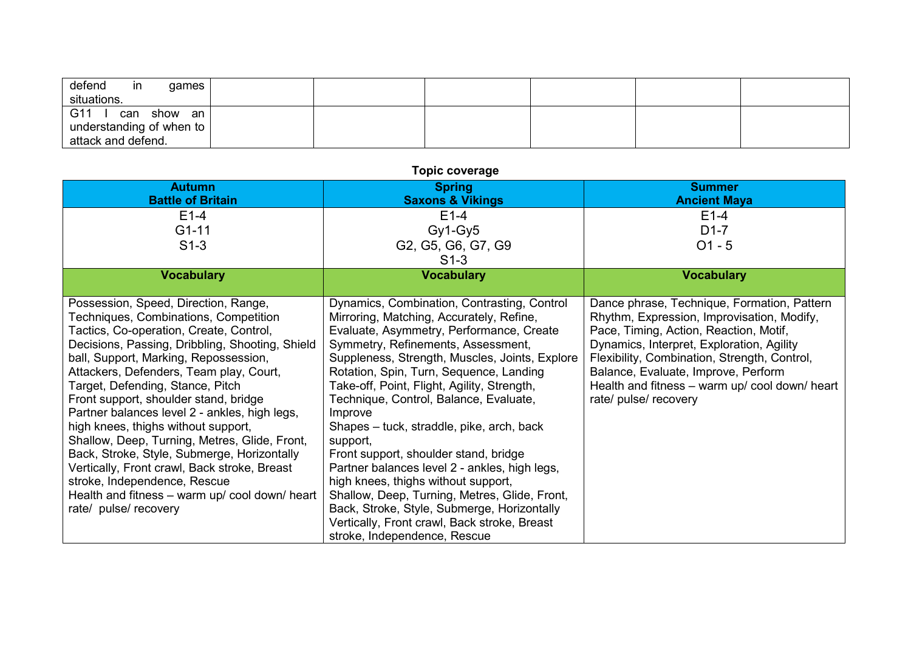| | | | | | | |
|---|---|---|---|---|---|---|
| defend in games situations. | | | | | | |
| G11 I can show an understanding of when to attack and defend. | | | | | | |

**Topic coverage**

| **Autumn**<br>**Battle of Britain** | **Spring**<br>**Saxons & Vikings** | **Summer**<br>**Ancient Maya** |
|---|---|---|
| E1-4<br>G1-11<br>S1-3 | E1-4<br>Gy1-Gy5<br>G2, G5, G6, G7, G9<br>S1-3 | E1-4<br>D1-7<br>O1 - 5 |
| **Vocabulary** | **Vocabulary** | **Vocabulary** |
| Possession, Speed, Direction, Range, Techniques, Combinations, Competition Tactics, Co-operation, Create, Control, Decisions, Passing, Dribbling, Shooting, Shield ball, Support, Marking, Repossession, Attackers, Defenders, Team play, Court, Target, Defending, Stance, Pitch<br>Front support, shoulder stand, bridge<br>Partner balances level 2 - ankles, high legs, high knees, thighs without support,<br>Shallow, Deep, Turning, Metres, Glide, Front, Back, Stroke, Style, Submerge, Horizontally Vertically, Front crawl, Back stroke, Breast stroke, Independence, Rescue<br>Health and fitness – warm up/ cool down/ heart rate/ pulse/ recovery | Dynamics, Combination, Contrasting, Control Mirroring, Matching, Accurately, Refine, Evaluate, Asymmetry, Performance, Create Symmetry, Refinements, Assessment, Suppleness, Strength, Muscles, Joints, Explore Rotation, Spin, Turn, Sequence, Landing Take-off, Point, Flight, Agility, Strength, Technique, Control, Balance, Evaluate, Improve<br>Shapes – tuck, straddle, pike, arch, back support,<br>Front support, shoulder stand, bridge<br>Partner balances level 2 - ankles, high legs, high knees, thighs without support,<br>Shallow, Deep, Turning, Metres, Glide, Front, Back, Stroke, Style, Submerge, Horizontally Vertically, Front crawl, Back stroke, Breast stroke, Independence, Rescue | Dance phrase, Technique, Formation, Pattern Rhythm, Expression, Improvisation, Modify, Pace, Timing, Action, Reaction, Motif, Dynamics, Interpret, Exploration, Agility Flexibility, Combination, Strength, Control, Balance, Evaluate, Improve, Perform<br>Health and fitness – warm up/ cool down/ heart rate/ pulse/ recovery |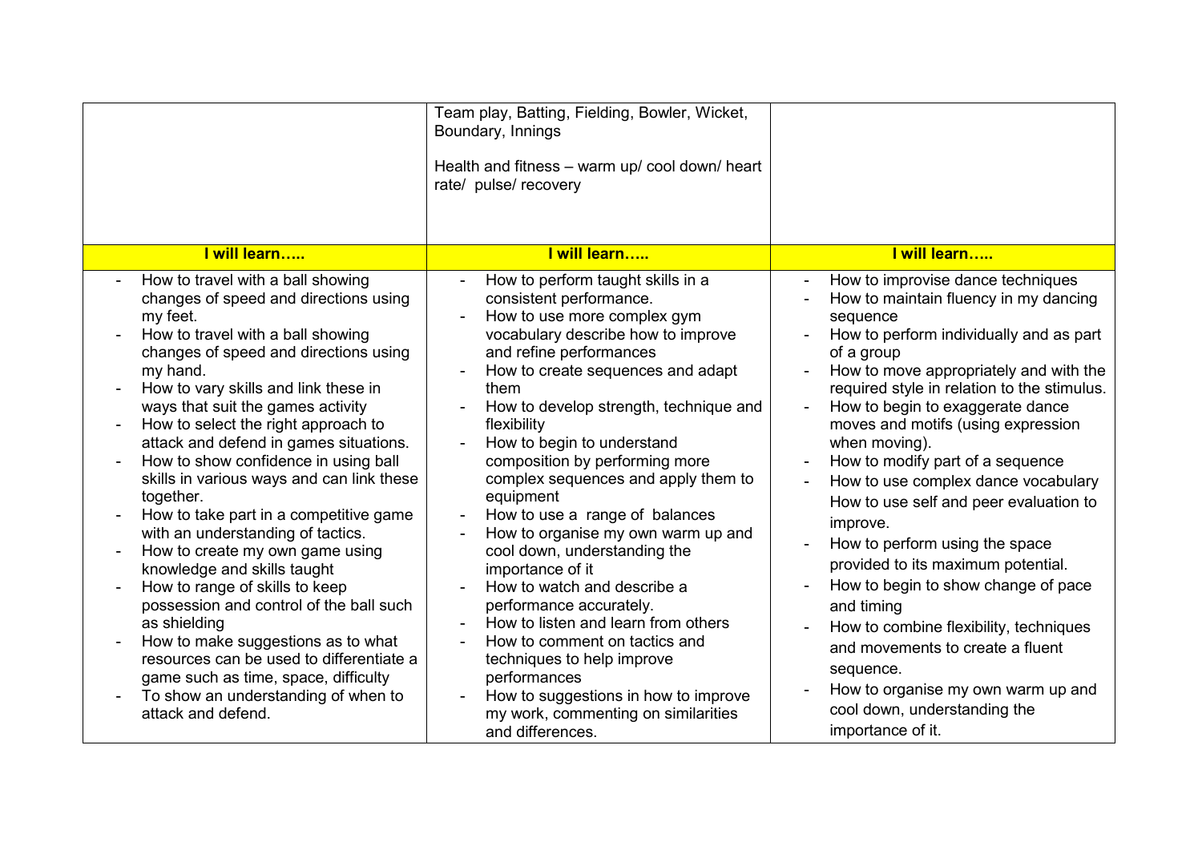| | | |
|---|---|---|
| | Team play, Batting, Fielding, Bowler, Wicket, Boundary, Innings<br><br>Health and fitness – warm up/ cool down/ heart rate/ pulse/ recovery | |
| **I will learn…..** | **I will learn…..** | **I will learn…..** |
| - How to travel with a ball showing changes of speed and directions using my feet.<br>- How to travel with a ball showing changes of speed and directions using my hand.<br>- How to vary skills and link these in ways that suit the games activity<br>- How to select the right approach to attack and defend in games situations.<br>- How to show confidence in using ball skills in various ways and can link these together.<br>- How to take part in a competitive game with an understanding of tactics.<br>- How to create my own game using knowledge and skills taught<br>- How to range of skills to keep possession and control of the ball such as shielding<br>- How to make suggestions as to what resources can be used to differentiate a game such as time, space, difficulty<br>- To show an understanding of when to attack and defend. | - How to perform taught skills in a consistent performance.<br>- How to use more complex gym vocabulary describe how to improve and refine performances<br>- How to create sequences and adapt them<br>- How to develop strength, technique and flexibility<br>- How to begin to understand composition by performing more complex sequences and apply them to equipment<br>- How to use a range of balances<br>- How to organise my own warm up and cool down, understanding the importance of it<br>- How to watch and describe a performance accurately.<br>- How to listen and learn from others<br>- How to comment on tactics and techniques to help improve performances<br>- How to suggestions in how to improve my work, commenting on similarities and differences. | - How to improvise dance techniques<br>- How to maintain fluency in my dancing sequence<br>- How to perform individually and as part of a group<br>- How to move appropriately and with the required style in relation to the stimulus.<br>- How to begin to exaggerate dance moves and motifs (using expression when moving).<br>- How to modify part of a sequence<br>- How to use complex dance vocabulary How to use self and peer evaluation to improve.<br>- How to perform using the space provided to its maximum potential.<br>- How to begin to show change of pace and timing<br>- How to combine flexibility, techniques and movements to create a fluent sequence.<br>- How to organise my own warm up and cool down, understanding the importance of it. |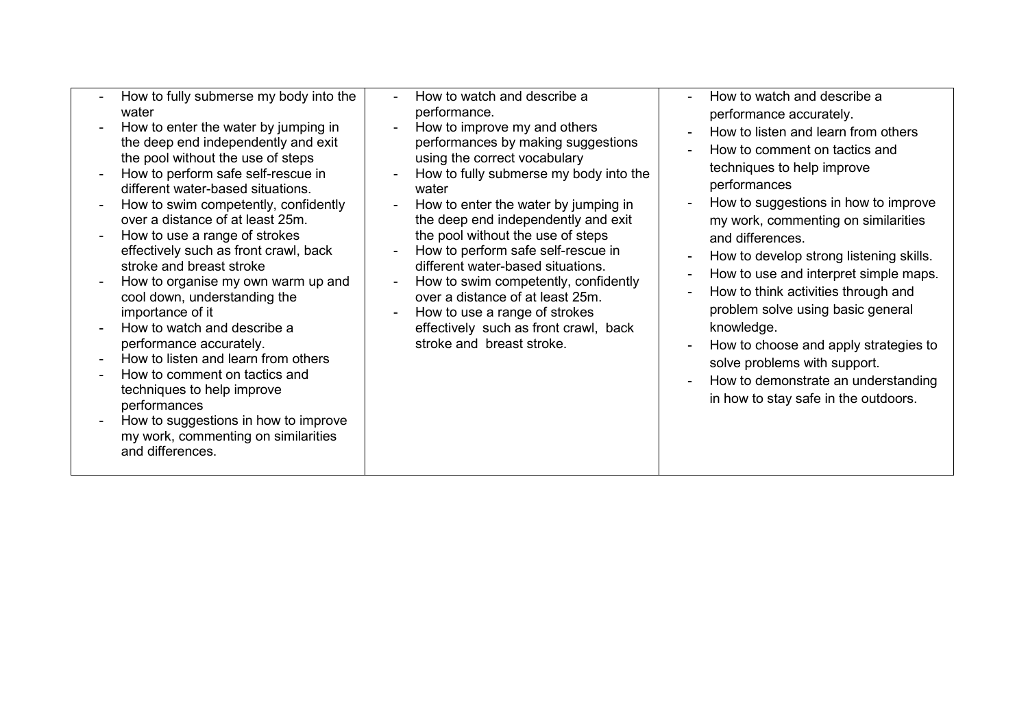| | | |
|---|---|---|
| - How to fully submerse my body into the water<br>- How to enter the water by jumping in the deep end independently and exit the pool without the use of steps<br>- How to perform safe self-rescue in different water-based situations.<br>- How to swim competently, confidently over a distance of at least 25m.<br>- How to use a range of strokes effectively such as front crawl, back stroke and breast stroke<br>- How to organise my own warm up and cool down, understanding the importance of it<br>- How to watch and describe a performance accurately.<br>- How to listen and learn from others<br>- How to comment on tactics and techniques to help improve performances<br>- How to suggestions in how to improve my work, commenting on similarities and differences. | - How to watch and describe a performance.<br>- How to improve my and others performances by making suggestions using the correct vocabulary<br>- How to fully submerse my body into the water<br>- How to enter the water by jumping in the deep end independently and exit the pool without the use of steps<br>- How to perform safe self-rescue in different water-based situations.<br>- How to swim competently, confidently over a distance of at least 25m.<br>- How to use a range of strokes effectively such as front crawl, back stroke and breast stroke. | - How to watch and describe a performance accurately.<br>- How to listen and learn from others<br>- How to comment on tactics and techniques to help improve performances<br>- How to suggestions in how to improve my work, commenting on similarities and differences.<br>- How to develop strong listening skills.<br>- How to use and interpret simple maps.<br>- How to think activities through and problem solve using basic general knowledge.<br>- How to choose and apply strategies to solve problems with support.<br>- How to demonstrate an understanding in how to stay safe in the outdoors. |